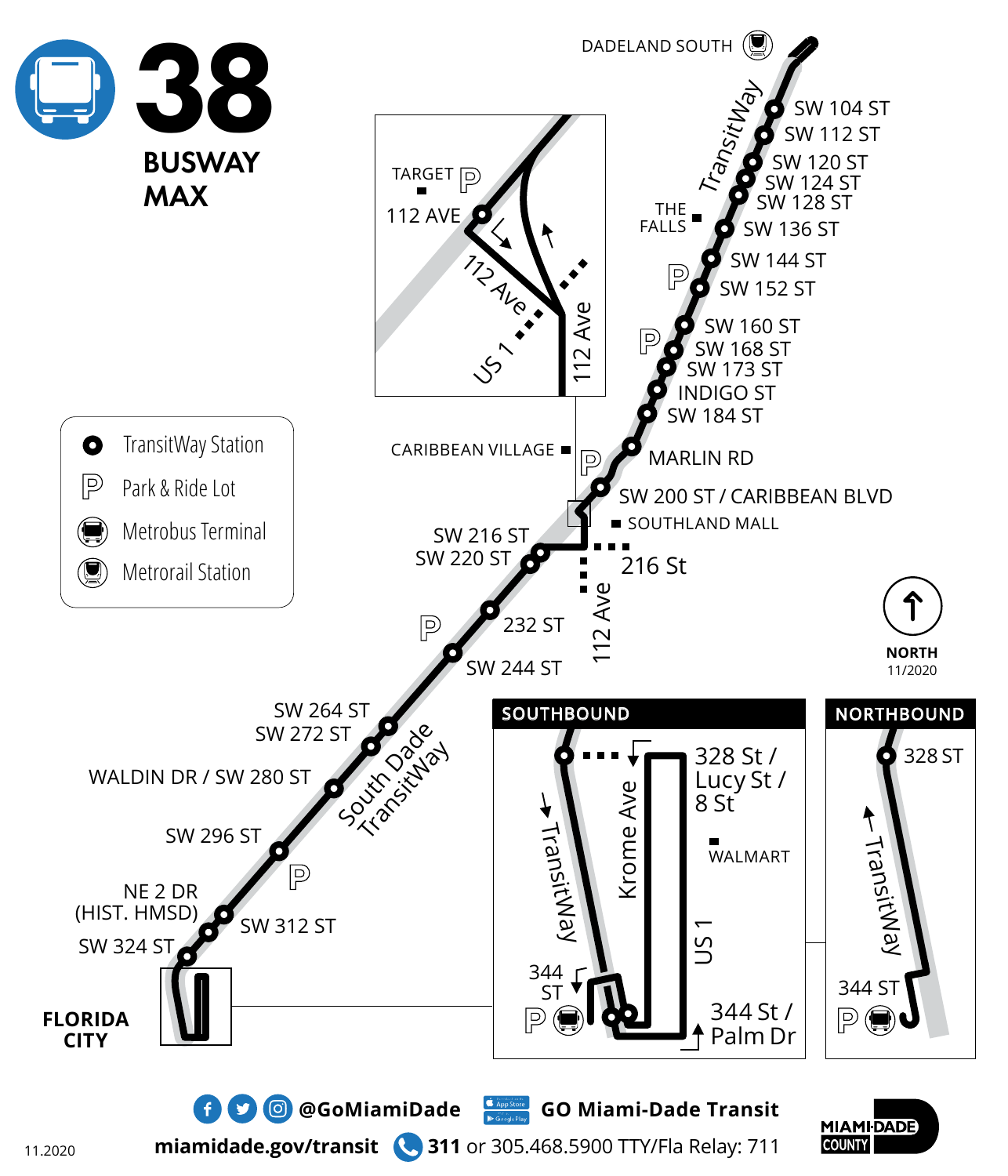# 38

## BUSWAY MAX

**Legend**

- TransitWay Station
- Park & Ride Lot
- Metrobus Terminal
- Metrorail Station

**Stations (north to south):**

- DADELAND SOUTH
- SW 104 ST
- SW 112 ST
- SW 120 ST
- SW 124 ST
- SW 128 ST
- SW 136 ST
- SW 144 ST
- SW 152 ST
- SW 160 ST
- SW 168 ST
- SW 173 ST
- INDIGO ST
- SW 184 ST
- MARLIN RD
- SW 200 ST / CARIBBEAN BLVD
- SW 216 ST
- SW 220 ST
- 232 ST
- SW 244 ST
- SW 264 ST
- SW 272 ST
- WALDIN DR / SW 280 ST
- SW 296 ST
- NE 2 DR (HIST. HMSD)
- SW 312 ST
- SW 324 ST
- FLORIDA CITY

TransitWay

THE FALLS

CARIBBEAN VILLAGE

SOUTHLAND MALL

216 St

112 Ave

South Dade TransitWay

TARGET

112 AVE

112 Ave

US 1

112 Ave

NORTH

11/2020

**SOUTHBOUND**

328 St / Lucy St / 8 St

Krome Ave

TransitWay

WALMART

US 1

344 ST

344 St / Palm Dr

**NORTHBOUND**

328 ST

TransitWay

344 ST

@GoMiamiDade

GO Miami-Dade Transit

miamidade.gov/transit

311 or 305.468.5900 TTY/Fla Relay: 711

MIAMI-DADE COUNTY

11.2020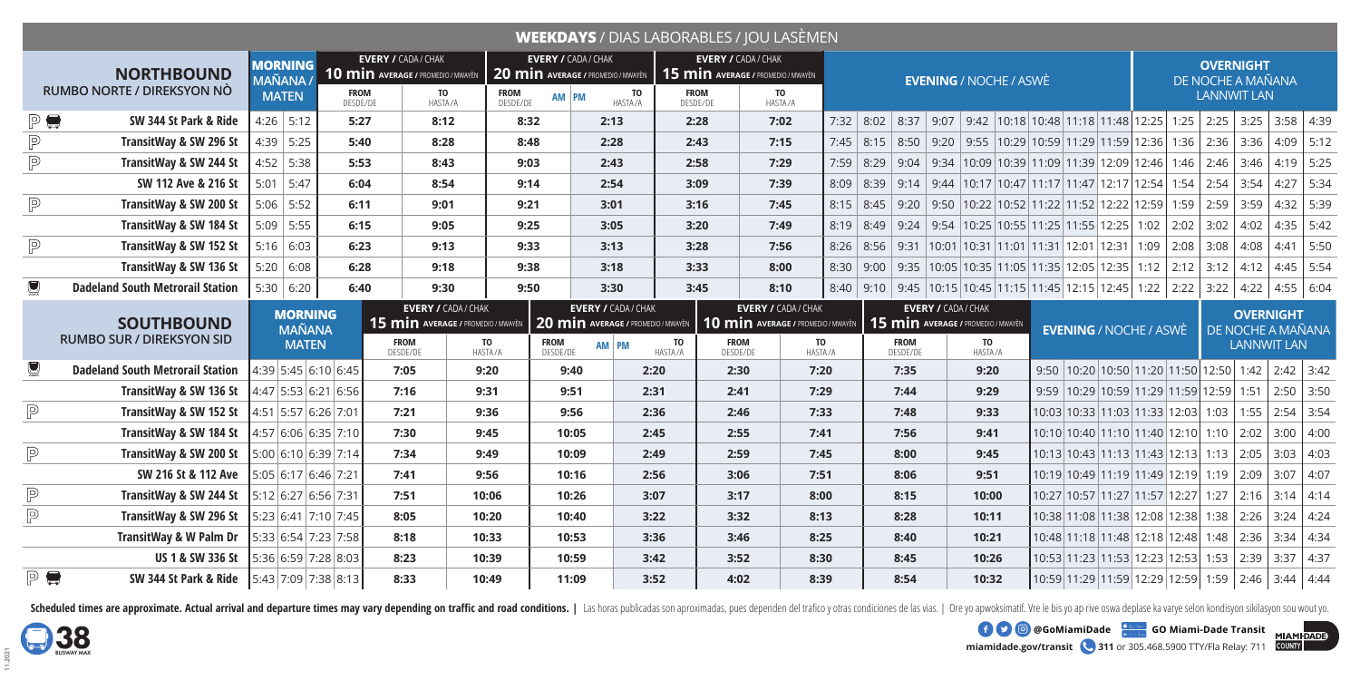# WEEKDAYS / DIAS LABORABLES / JOU LASÈMEN

## NORTHBOUND / RUMBO NORTE / DIREKSYON NÒ

| NORTHBOUND RUMBO NORTE / DIREKSYON NÒ | MORNING / MAÑANA / MATEN | | EVERY / CADA / CHAK 10 min AVERAGE / PROMEDIO / MWAYÈN | | EVERY / CADA / CHAK 20 min AVERAGE / PROMEDIO / MWAYÈN | | EVERY / CADA / CHAK 15 min AVERAGE / PROMEDIO / MWAYÈN | | EVENING / NOCHE / ASWÈ | | | | | | | | | | | OVERNIGHT DE NOCHE A MAÑANA LANNWIT LAN | | | | |
|---|---|---|---|---|---|---|---|---|---|---|---|---|---|---|---|---|---|---|---|---|---|---|---|---|
| | | | FROM DESDE/DE | TO HASTA/A | FROM DESDE/DE AM | TO HASTA/A PM | FROM DESDE/DE | TO HASTA/A | | | | | | | | | | | | | | | | |
| SW 344 St Park & Ride | 4:26 | 5:12 | 5:27 | 8:12 | 8:32 | 2:13 | 2:28 | 7:02 | 7:32 | 8:02 | 8:37 | 9:07 | 9:42 | 10:18 | 10:48 | 11:18 | 11:48 | 12:25 | 1:25 | 2:25 | 3:25 | 3:58 | 4:39 |
| TransitWay & SW 296 St | 4:39 | 5:25 | 5:40 | 8:28 | 8:48 | 2:28 | 2:43 | 7:15 | 7:45 | 8:15 | 8:50 | 9:20 | 9:55 | 10:29 | 10:59 | 11:29 | 11:59 | 12:36 | 1:36 | 2:36 | 3:36 | 4:09 | 5:12 |
| TransitWay & SW 244 St | 4:52 | 5:38 | 5:53 | 8:43 | 9:03 | 2:43 | 2:58 | 7:29 | 7:59 | 8:29 | 9:04 | 9:34 | 10:09 | 10:39 | 11:09 | 11:39 | 12:09 | 12:46 | 1:46 | 2:46 | 3:46 | 4:19 | 5:25 |
| SW 112 Ave & 216 St | 5:01 | 5:47 | 6:04 | 8:54 | 9:14 | 2:54 | 3:09 | 7:39 | 8:09 | 8:39 | 9:14 | 9:44 | 10:17 | 10:47 | 11:17 | 11:47 | 12:17 | 12:54 | 1:54 | 2:54 | 3:54 | 4:27 | 5:34 |
| TransitWay & SW 200 St | 5:06 | 5:52 | 6:11 | 9:01 | 9:21 | 3:01 | 3:16 | 7:45 | 8:15 | 8:45 | 9:20 | 9:50 | 10:22 | 10:52 | 11:22 | 11:52 | 12:22 | 12:59 | 1:59 | 2:59 | 3:59 | 4:32 | 5:39 |
| TransitWay & SW 184 St | 5:09 | 5:55 | 6:15 | 9:05 | 9:25 | 3:05 | 3:20 | 7:49 | 8:19 | 8:49 | 9:24 | 9:54 | 10:25 | 10:55 | 11:25 | 11:55 | 12:25 | 1:02 | 2:02 | 3:02 | 4:02 | 4:35 | 5:42 |
| TransitWay & SW 152 St | 5:16 | 6:03 | 6:23 | 9:13 | 9:33 | 3:13 | 3:28 | 7:56 | 8:26 | 8:56 | 9:31 | 10:01 | 10:31 | 11:01 | 11:31 | 12:01 | 12:31 | 1:09 | 2:08 | 3:08 | 4:08 | 4:41 | 5:50 |
| TransitWay & SW 136 St | 5:20 | 6:08 | 6:28 | 9:18 | 9:38 | 3:18 | 3:33 | 8:00 | 8:30 | 9:00 | 9:35 | 10:05 | 10:35 | 11:05 | 11:35 | 12:05 | 12:35 | 1:12 | 2:12 | 3:12 | 4:12 | 4:45 | 5:54 |
| Dadeland South Metrorail Station | 5:30 | 6:20 | 6:40 | 9:30 | 9:50 | 3:30 | 3:45 | 8:10 | 8:40 | 9:10 | 9:45 | 10:15 | 10:45 | 11:15 | 11:45 | 12:15 | 12:45 | 1:22 | 2:22 | 3:22 | 4:22 | 4:55 | 6:04 |

## SOUTHBOUND / RUMBO SUR / DIREKSYON SID

| SOUTHBOUND RUMBO SUR / DIREKSYON SID | MORNING / MAÑANA / MATEN | | | | EVERY / CADA / CHAK 15 min AVERAGE / PROMEDIO / MWAYÈN | | EVERY / CADA / CHAK 20 min AVERAGE / PROMEDIO / MWAYÈN | | EVERY / CADA / CHAK 10 min AVERAGE / PROMEDIO / MWAYÈN | | EVERY / CADA / CHAK 15 min AVERAGE / PROMEDIO / MWAYÈN | | EVENING / NOCHE / ASWÈ | | | | | | OVERNIGHT DE NOCHE A MAÑANA LANNWIT LAN | | |
|---|---|---|---|---|---|---|---|---|---|---|---|---|---|---|---|---|---|---|---|---|---|
| | | | | | FROM DESDE/DE | TO HASTA/A | FROM DESDE/DE AM | TO HASTA/A PM | FROM DESDE/DE | TO HASTA/A | FROM DESDE/DE | TO HASTA/A | | | | | | | | | |
| Dadeland South Metrorail Station | 4:39 | 5:45 | 6:10 | 6:45 | 7:05 | 9:20 | 9:40 | 2:20 | 2:30 | 7:20 | 7:35 | 9:20 | 9:50 | 10:20 | 10:50 | 11:20 | 11:50 | 12:50 | 1:42 | 2:42 | 3:42 |
| TransitWay & SW 136 St | 4:47 | 5:53 | 6:21 | 6:56 | 7:16 | 9:31 | 9:51 | 2:31 | 2:41 | 7:29 | 7:44 | 9:29 | 9:59 | 10:29 | 10:59 | 11:29 | 11:59 | 12:59 | 1:51 | 2:50 | 3:50 |
| TransitWay & SW 152 St | 4:51 | 5:57 | 6:26 | 7:01 | 7:21 | 9:36 | 9:56 | 2:36 | 2:46 | 7:33 | 7:48 | 9:33 | 10:03 | 10:33 | 11:03 | 11:33 | 12:03 | 1:03 | 1:55 | 2:54 | 3:54 |
| TransitWay & SW 184 St | 4:57 | 6:06 | 6:35 | 7:10 | 7:30 | 9:45 | 10:05 | 2:45 | 2:55 | 7:41 | 7:56 | 9:41 | 10:10 | 10:40 | 11:10 | 11:40 | 12:10 | 1:10 | 2:02 | 3:00 | 4:00 |
| TransitWay & SW 200 St | 5:00 | 6:10 | 6:39 | 7:14 | 7:34 | 9:49 | 10:09 | 2:49 | 2:59 | 7:45 | 8:00 | 9:45 | 10:13 | 10:43 | 11:13 | 11:43 | 12:13 | 1:13 | 2:05 | 3:03 | 4:03 |
| SW 216 St & 112 Ave | 5:05 | 6:17 | 6:46 | 7:21 | 7:41 | 9:56 | 10:16 | 2:56 | 3:06 | 7:51 | 8:06 | 9:51 | 10:19 | 10:49 | 11:19 | 11:49 | 12:19 | 1:19 | 2:09 | 3:07 | 4:07 |
| TransitWay & SW 244 St | 5:12 | 6:27 | 6:56 | 7:31 | 7:51 | 10:06 | 10:26 | 3:07 | 3:17 | 8:00 | 8:15 | 10:00 | 10:27 | 10:57 | 11:27 | 11:57 | 12:27 | 1:27 | 2:16 | 3:14 | 4:14 |
| TransitWay & SW 296 St | 5:23 | 6:41 | 7:10 | 7:45 | 8:05 | 10:20 | 10:40 | 3:22 | 3:32 | 8:13 | 8:28 | 10:11 | 10:38 | 11:08 | 11:38 | 12:08 | 12:38 | 1:38 | 2:26 | 3:24 | 4:24 |
| TransitWay & W Palm Dr | 5:33 | 6:54 | 7:23 | 7:58 | 8:18 | 10:33 | 10:53 | 3:36 | 3:46 | 8:25 | 8:40 | 10:21 | 10:48 | 11:18 | 11:48 | 12:18 | 12:48 | 1:48 | 2:36 | 3:34 | 4:34 |
| US 1 & SW 336 St | 5:36 | 6:59 | 7:28 | 8:03 | 8:23 | 10:39 | 10:59 | 3:42 | 3:52 | 8:30 | 8:45 | 10:26 | 10:53 | 11:23 | 11:53 | 12:23 | 12:53 | 1:53 | 2:39 | 3:37 | 4:37 |
| SW 344 St Park & Ride | 5:43 | 7:09 | 7:38 | 8:13 | 8:33 | 10:49 | 11:09 | 3:52 | 4:02 | 8:39 | 8:54 | 10:32 | 10:59 | 11:29 | 11:59 | 12:29 | 12:59 | 1:59 | 2:46 | 3:44 | 4:44 |

Scheduled times are approximate. Actual arrival and departure times may vary depending on traffic and road conditions. | Las horas publicadas son aproximadas, pues dependen del trafico y otras condiciones de las vias. | Ore yo apwoksimatif. Vre le bis yo ap rive oswa deplase ka varye selon kondisyon sikilasyon sou wout yo.

38 BUSWAY MAX

@GoMiamiDade | GO Miami-Dade Transit | miamidade.gov/transit | 311 or 305.468.5900 TTY/Fla Relay: 711 | MIAMI-DADE COUNTY

11.2021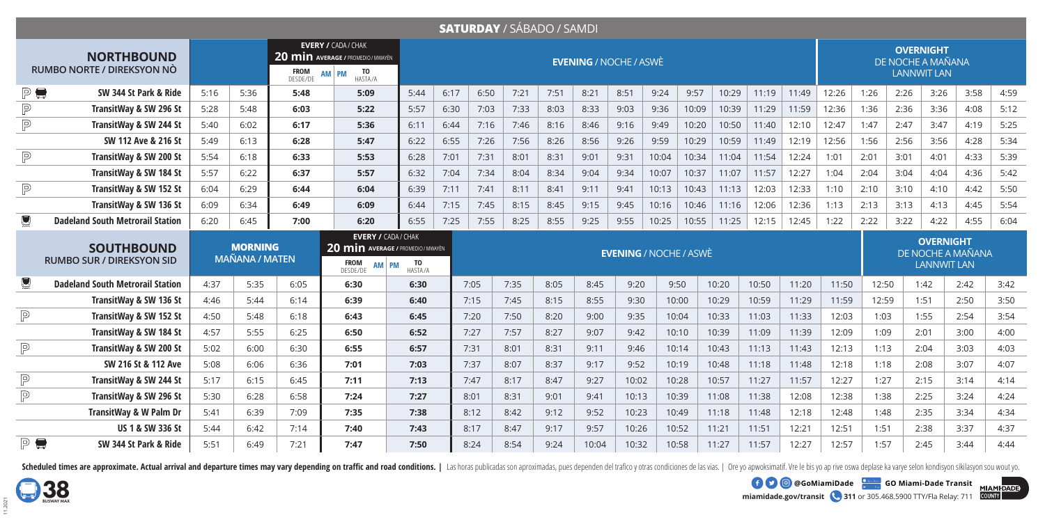# SATURDAY / SÁBADO / SAMDI

## NORTHBOUND / RUMBO NORTE / DIREKSYON NÒ

| Stop | | | | EVERY / CADA / CHAK 20 min AVERAGE / PROMEDIO / MWAYÈN FROM DESDE/DE AM | PM TO HASTA/A | EVENING / NOCHE / ASWÈ | | | | | | | | | | | | OVERNIGHT / DE NOCHE A MAÑANA / LANNWIT LAN | | | | | | |
|---|---|---|---|---|---|---|---|---|---|---|---|---|---|---|---|---|---|---|---|---|---|---|
| SW 344 St Park & Ride | 5:16 | 5:36 | 5:48 | 5:09 | 5:44 | 6:17 | 6:50 | 7:21 | 7:51 | 8:21 | 8:51 | 9:24 | 9:57 | 10:29 | 11:19 | 11:49 | 12:26 | 1:26 | 2:26 | 3:26 | 3:58 | 4:59 |
| TransitWay & SW 296 St | 5:28 | 5:48 | 6:03 | 5:22 | 5:57 | 6:30 | 7:03 | 7:33 | 8:03 | 8:33 | 9:03 | 9:36 | 10:09 | 10:39 | 11:29 | 11:59 | 12:36 | 1:36 | 2:36 | 3:36 | 4:08 | 5:12 |
| TransitWay & SW 244 St | 5:40 | 6:02 | 6:17 | 5:36 | 6:11 | 6:44 | 7:16 | 7:46 | 8:16 | 8:46 | 9:16 | 9:49 | 10:20 | 10:50 | 11:40 | 12:10 | 12:47 | 1:47 | 2:47 | 3:47 | 4:19 | 5:25 |
| SW 112 Ave & 216 St | 5:49 | 6:13 | 6:28 | 5:47 | 6:22 | 6:55 | 7:26 | 7:56 | 8:26 | 8:56 | 9:26 | 9:59 | 10:29 | 10:59 | 11:49 | 12:19 | 12:56 | 1:56 | 2:56 | 3:56 | 4:28 | 5:34 |
| TransitWay & SW 200 St | 5:54 | 6:18 | 6:33 | 5:53 | 6:28 | 7:01 | 7:31 | 8:01 | 8:31 | 9:01 | 9:31 | 10:04 | 10:34 | 11:04 | 11:54 | 12:24 | 1:01 | 2:01 | 3:01 | 4:01 | 4:33 | 5:39 |
| TransitWay & SW 184 St | 5:57 | 6:22 | 6:37 | 5:57 | 6:32 | 7:04 | 7:34 | 8:04 | 8:34 | 9:04 | 9:34 | 10:07 | 10:37 | 11:07 | 11:57 | 12:27 | 1:04 | 2:04 | 3:04 | 4:04 | 4:36 | 5:42 |
| TransitWay & SW 152 St | 6:04 | 6:29 | 6:44 | 6:04 | 6:39 | 7:11 | 7:41 | 8:11 | 8:41 | 9:11 | 9:41 | 10:13 | 10:43 | 11:13 | 12:03 | 12:33 | 1:10 | 2:10 | 3:10 | 4:10 | 4:42 | 5:50 |
| TransitWay & SW 136 St | 6:09 | 6:34 | 6:49 | 6:09 | 6:44 | 7:15 | 7:45 | 8:15 | 8:45 | 9:15 | 9:45 | 10:16 | 10:46 | 11:16 | 12:06 | 12:36 | 1:13 | 2:13 | 3:13 | 4:13 | 4:45 | 5:54 |
| Dadeland South Metrorail Station | 6:20 | 6:45 | 7:00 | 6:20 | 6:55 | 7:25 | 7:55 | 8:25 | 8:55 | 9:25 | 9:55 | 10:25 | 10:55 | 11:25 | 12:15 | 12:45 | 1:22 | 2:22 | 3:22 | 4:22 | 4:55 | 6:04 |

## SOUTHBOUND / RUMBO SUR / DIREKSYON SID

| Stop | MORNING / MAÑANA / MATEN | | | EVERY / CADA / CHAK 20 min AVERAGE / PROMEDIO / MWAYÈN FROM DESDE/DE AM | PM TO HASTA/A | | EVENING / NOCHE / ASWÈ | | | | | | | | | | OVERNIGHT / DE NOCHE A MAÑANA / LANNWIT LAN | | | |
|---|---|---|---|---|---|---|---|---|---|---|---|---|---|---|---|---|---|---|---|
| Dadeland South Metrorail Station | 4:37 | 5:35 | 6:05 | 6:30 | 6:30 | 7:05 | 7:35 | 8:05 | 8:45 | 9:20 | 9:50 | 10:20 | 10:50 | 11:20 | 11:50 | 12:50 | 1:42 | 2:42 | 3:42 |
| TransitWay & SW 136 St | 4:46 | 5:44 | 6:14 | 6:39 | 6:40 | 7:15 | 7:45 | 8:15 | 8:55 | 9:30 | 10:00 | 10:29 | 10:59 | 11:29 | 11:59 | 12:59 | 1:51 | 2:50 | 3:50 |
| TransitWay & SW 152 St | 4:50 | 5:48 | 6:18 | 6:43 | 6:45 | 7:20 | 7:50 | 8:20 | 9:00 | 9:35 | 10:04 | 10:33 | 11:03 | 11:33 | 12:03 | 1:03 | 1:55 | 2:54 | 3:54 |
| TransitWay & SW 184 St | 4:57 | 5:55 | 6:25 | 6:50 | 6:52 | 7:27 | 7:57 | 8:27 | 9:07 | 9:42 | 10:10 | 10:39 | 11:09 | 11:39 | 12:09 | 1:09 | 2:01 | 3:00 | 4:00 |
| TransitWay & SW 200 St | 5:02 | 6:00 | 6:30 | 6:55 | 6:57 | 7:31 | 8:01 | 8:31 | 9:11 | 9:46 | 10:14 | 10:43 | 11:13 | 11:43 | 12:13 | 1:13 | 2:04 | 3:03 | 4:03 |
| SW 216 St & 112 Ave | 5:08 | 6:06 | 6:36 | 7:01 | 7:03 | 7:37 | 8:07 | 8:37 | 9:17 | 9:52 | 10:19 | 10:48 | 11:18 | 11:48 | 12:18 | 1:18 | 2:08 | 3:07 | 4:07 |
| TransitWay & SW 244 St | 5:17 | 6:15 | 6:45 | 7:11 | 7:13 | 7:47 | 8:17 | 8:47 | 9:27 | 10:02 | 10:28 | 10:57 | 11:27 | 11:57 | 12:27 | 1:27 | 2:15 | 3:14 | 4:14 |
| TransitWay & SW 296 St | 5:30 | 6:28 | 6:58 | 7:24 | 7:27 | 8:01 | 8:31 | 9:01 | 9:41 | 10:13 | 10:39 | 11:08 | 11:38 | 12:08 | 12:38 | 1:38 | 2:25 | 3:24 | 4:24 |
| TransitWay & W Palm Dr | 5:41 | 6:39 | 7:09 | 7:35 | 7:38 | 8:12 | 8:42 | 9:12 | 9:52 | 10:23 | 10:49 | 11:18 | 11:48 | 12:18 | 12:48 | 1:48 | 2:35 | 3:34 | 4:34 |
| US 1 & SW 336 St | 5:44 | 6:42 | 7:14 | 7:40 | 7:43 | 8:17 | 8:47 | 9:17 | 9:57 | 10:26 | 10:52 | 11:21 | 11:51 | 12:21 | 12:51 | 1:51 | 2:38 | 3:37 | 4:37 |
| SW 344 St Park & Ride | 5:51 | 6:49 | 7:21 | 7:47 | 7:50 | 8:24 | 8:54 | 9:24 | 10:04 | 10:32 | 10:58 | 11:27 | 11:57 | 12:27 | 12:57 | 1:57 | 2:45 | 3:44 | 4:44 |

Scheduled times are approximate. Actual arrival and departure times may vary depending on traffic and road conditions. | Las horas publicadas son aproximadas, pues dependen del trafico y otras condiciones de las vias. | Ore yo apwoksimatif. Vre le bis yo ap rive oswa deplase ka varye selon kondisyon sikilasyon sou wout yo.

38 BUSWAY MAX

@GoMiamiDade | GO Miami-Dade Transit | miamidade.gov/transit | 311 or 305.468.5900 TTY/Fla Relay: 711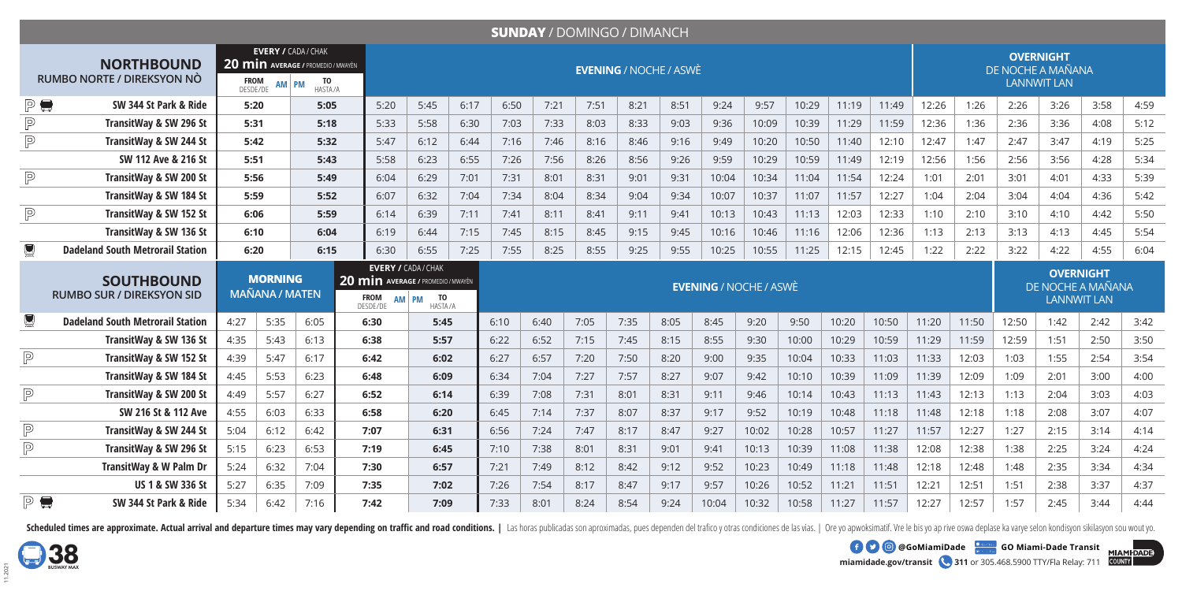## SUNDAY / DOMINGO / DIMANCH

### NORTHBOUND — RUMBO NORTE / DIREKSYON NÒ

| Stop | EVERY / CADA / CHAK 20 min AVERAGE / PROMEDIO / MWAYÈN FROM DESDE/DE (AM) | TO HASTA/A (PM) | EVENING / NOCHE / ASWÈ | | | | | | | | | | | | | OVERNIGHT DE NOCHE A MAÑANA LANNWIT LAN | | | | | | |
|---|---|---|---|---|---|---|---|---|---|---|---|---|---|---|---|---|---|---|---|---|---|---|
| SW 344 St Park & Ride | 5:20 | 5:05 | 5:20 | 5:45 | 6:17 | 6:50 | 7:21 | 7:51 | 8:21 | 8:51 | 9:24 | 9:57 | 10:29 | 11:19 | 11:49 | 12:26 | 1:26 | 2:26 | 3:26 | 3:58 | 4:59 |
| TransitWay & SW 296 St | 5:31 | 5:18 | 5:33 | 5:58 | 6:30 | 7:03 | 7:33 | 8:03 | 8:33 | 9:03 | 9:36 | 10:09 | 10:39 | 11:29 | 11:59 | 12:36 | 1:36 | 2:36 | 3:36 | 4:08 | 5:12 |
| TransitWay & SW 244 St | 5:42 | 5:32 | 5:47 | 6:12 | 6:44 | 7:16 | 7:46 | 8:16 | 8:46 | 9:16 | 9:49 | 10:20 | 10:50 | 11:40 | 12:10 | 12:47 | 1:47 | 2:47 | 3:47 | 4:19 | 5:25 |
| SW 112 Ave & 216 St | 5:51 | 5:43 | 5:58 | 6:23 | 6:55 | 7:26 | 7:56 | 8:26 | 8:56 | 9:26 | 9:59 | 10:29 | 10:59 | 11:49 | 12:19 | 12:56 | 1:56 | 2:56 | 3:56 | 4:28 | 5:34 |
| TransitWay & SW 200 St | 5:56 | 5:49 | 6:04 | 6:29 | 7:01 | 7:31 | 8:01 | 8:31 | 9:01 | 9:31 | 10:04 | 10:34 | 11:04 | 11:54 | 12:24 | 1:01 | 2:01 | 3:01 | 4:01 | 4:33 | 5:39 |
| TransitWay & SW 184 St | 5:59 | 5:52 | 6:07 | 6:32 | 7:04 | 7:34 | 8:04 | 8:34 | 9:04 | 9:34 | 10:07 | 10:37 | 11:07 | 11:57 | 12:27 | 1:04 | 2:04 | 3:04 | 4:04 | 4:36 | 5:42 |
| TransitWay & SW 152 St | 6:06 | 5:59 | 6:14 | 6:39 | 7:11 | 7:41 | 8:11 | 8:41 | 9:11 | 9:41 | 10:13 | 10:43 | 11:13 | 12:03 | 12:33 | 1:10 | 2:10 | 3:10 | 4:10 | 4:42 | 5:50 |
| TransitWay & SW 136 St | 6:10 | 6:04 | 6:19 | 6:44 | 7:15 | 7:45 | 8:15 | 8:45 | 9:15 | 9:45 | 10:16 | 10:46 | 11:16 | 12:06 | 12:36 | 1:13 | 2:13 | 3:13 | 4:13 | 4:45 | 5:54 |
| Dadeland South Metrorail Station | 6:20 | 6:15 | 6:30 | 6:55 | 7:25 | 7:55 | 8:25 | 8:55 | 9:25 | 9:55 | 10:25 | 10:55 | 11:25 | 12:15 | 12:45 | 1:22 | 2:22 | 3:22 | 4:22 | 4:55 | 6:04 |

### SOUTHBOUND — RUMBO SUR / DIREKSYON SID

| Stop | MORNING MAÑANA / MATEN | | | EVERY / CADA / CHAK 20 min AVERAGE / PROMEDIO / MWAYÈN FROM DESDE/DE (AM) | TO HASTA/A (PM) | EVENING / NOCHE / ASWÈ | | | | | | | | | | | | OVERNIGHT DE NOCHE A MAÑANA LANNWIT LAN | | | |
|---|---|---|---|---|---|---|---|---|---|---|---|---|---|---|---|---|---|---|---|---|---|
| Dadeland South Metrorail Station | 4:27 | 5:35 | 6:05 | 6:30 | 5:45 | 6:10 | 6:40 | 7:05 | 7:35 | 8:05 | 8:45 | 9:20 | 9:50 | 10:20 | 10:50 | 11:20 | 11:50 | 12:50 | 1:42 | 2:42 | 3:42 |
| TransitWay & SW 136 St | 4:35 | 5:43 | 6:13 | 6:38 | 5:57 | 6:22 | 6:52 | 7:15 | 7:45 | 8:15 | 8:55 | 9:30 | 10:00 | 10:29 | 10:59 | 11:29 | 11:59 | 12:59 | 1:51 | 2:50 | 3:50 |
| TransitWay & SW 152 St | 4:39 | 5:47 | 6:17 | 6:42 | 6:02 | 6:27 | 6:57 | 7:20 | 7:50 | 8:20 | 9:00 | 9:35 | 10:04 | 10:33 | 11:03 | 11:33 | 12:03 | 1:03 | 1:55 | 2:54 | 3:54 |
| TransitWay & SW 184 St | 4:45 | 5:53 | 6:23 | 6:48 | 6:09 | 6:34 | 7:04 | 7:27 | 7:57 | 8:27 | 9:07 | 9:42 | 10:10 | 10:39 | 11:09 | 11:39 | 12:09 | 1:09 | 2:01 | 3:00 | 4:00 |
| TransitWay & SW 200 St | 4:49 | 5:57 | 6:27 | 6:52 | 6:14 | 6:39 | 7:08 | 7:31 | 8:01 | 8:31 | 9:11 | 9:46 | 10:14 | 10:43 | 11:13 | 11:43 | 12:13 | 1:13 | 2:04 | 3:03 | 4:03 |
| SW 216 St & 112 Ave | 4:55 | 6:03 | 6:33 | 6:58 | 6:20 | 6:45 | 7:14 | 7:37 | 8:07 | 8:37 | 9:17 | 9:52 | 10:19 | 10:48 | 11:18 | 11:48 | 12:18 | 1:18 | 2:08 | 3:07 | 4:07 |
| TransitWay & SW 244 St | 5:04 | 6:12 | 6:42 | 7:07 | 6:31 | 6:56 | 7:24 | 7:47 | 8:17 | 8:47 | 9:27 | 10:02 | 10:28 | 10:57 | 11:27 | 11:57 | 12:27 | 1:27 | 2:15 | 3:14 | 4:14 |
| TransitWay & SW 296 St | 5:15 | 6:23 | 6:53 | 7:19 | 6:45 | 7:10 | 7:38 | 8:01 | 8:31 | 9:01 | 9:41 | 10:13 | 10:39 | 11:08 | 11:38 | 12:08 | 12:38 | 1:38 | 2:25 | 3:24 | 4:24 |
| TransitWay & W Palm Dr | 5:24 | 6:32 | 7:04 | 7:30 | 6:57 | 7:21 | 7:49 | 8:12 | 8:42 | 9:12 | 9:52 | 10:23 | 10:49 | 11:18 | 11:48 | 12:18 | 12:48 | 1:48 | 2:35 | 3:34 | 4:34 |
| US 1 & SW 336 St | 5:27 | 6:35 | 7:09 | 7:35 | 7:02 | 7:26 | 7:54 | 8:17 | 8:47 | 9:17 | 9:57 | 10:26 | 10:52 | 11:21 | 11:51 | 12:21 | 12:51 | 1:51 | 2:38 | 3:37 | 4:37 |
| SW 344 St Park & Ride | 5:34 | 6:42 | 7:16 | 7:42 | 7:09 | 7:33 | 8:01 | 8:24 | 8:54 | 9:24 | 10:04 | 10:32 | 10:58 | 11:27 | 11:57 | 12:27 | 12:57 | 1:57 | 2:45 | 3:44 | 4:44 |

Scheduled times are approximate. Actual arrival and departure times may vary depending on traffic and road conditions. | Las horas publicadas son aproximadas, pues dependen del trafico y otras condiciones de las vias. | Ore yo apwoksimatif. Vre le bis yo ap rive oswa deplase ka varye selon kondisyon sikilasyon sou wout yo.

38 BUSWAY MAX

@GoMiamiDade | GO Miami-Dade Transit | MIAMI-DADE COUNTY

miamidade.gov/transit | 311 or 305.468.5900 TTY/Fla Relay: 711

11.2021